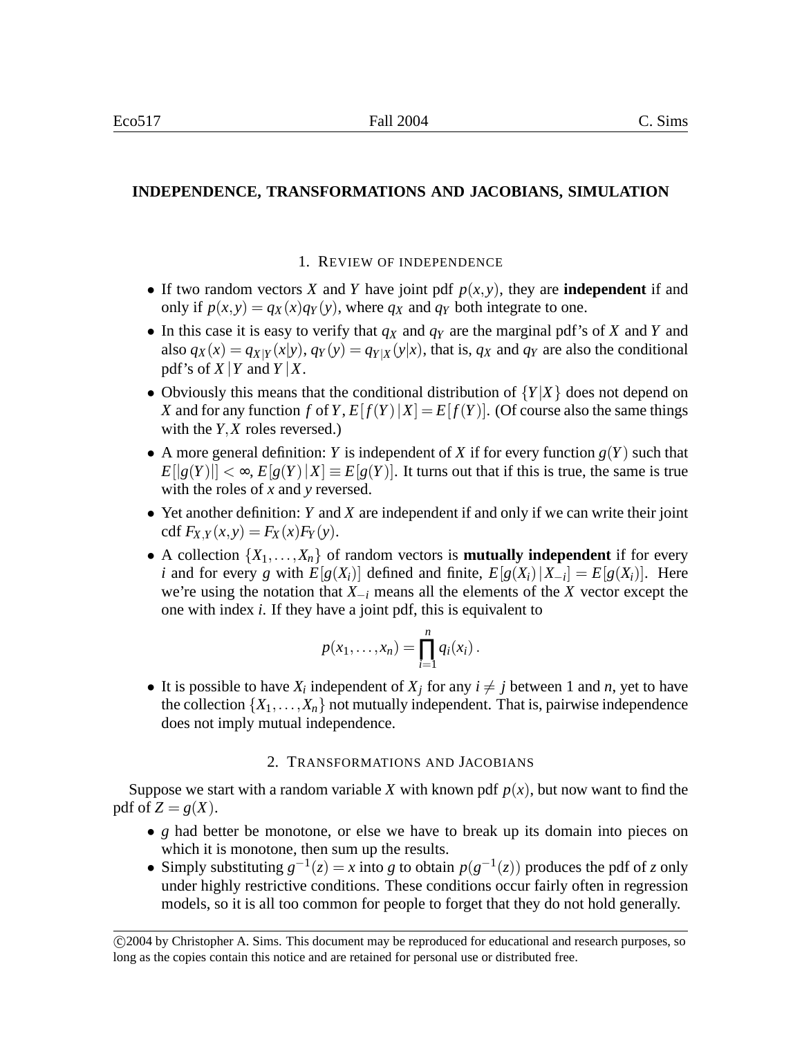# INDEPENDENCE, TRANSFORMATIONS AND JACOBIANS, SIMULATION

## 1. Review of independence

- If two random vectors $X$ and $Y$ have joint pdf $p(x,y)$, they are **independent** if and only if $p(x,y) = q_X(x)q_Y(y)$, where $q_X$ and $q_Y$ both integrate to one.
- In this case it is easy to verify that $q_X$ and $q_Y$ are the marginal pdf's of $X$ and $Y$ and also $q_X(x) = q_{X|Y}(x|y)$, $q_Y(y) = q_{Y|X}(y|x)$, that is, $q_X$ and $q_Y$ are also the conditional pdf's of $X\,|\,Y$ and $Y\,|\,X$.
- Obviously this means that the conditional distribution of $\{Y|X\}$ does not depend on $X$ and for any function $f$ of $Y$, $E[f(Y)\,|\,X] = E[f(Y)]$. (Of course also the same things with the $Y, X$ roles reversed.)
- A more general definition: $Y$ is independent of $X$ if for every function $g(Y)$ such that $E[|g(Y)|] < \infty$, $E[g(Y)\,|\,X] \equiv E[g(Y)]$. It turns out that if this is true, the same is true with the roles of $x$ and $y$ reversed.
- Yet another definition: $Y$ and $X$ are independent if and only if we can write their joint cdf $F_{X,Y}(x,y) = F_X(x)F_Y(y)$.
- A collection $\{X_1, \ldots, X_n\}$ of random vectors is **mutually independent** if for every $i$ and for every $g$ with $E[g(X_i)]$ defined and finite, $E[g(X_i)\,|\,X_{-i}] = E[g(X_i)]$. Here we're using the notation that $X_{-i}$ means all the elements of the $X$ vector except the one with index $i$. If they have a joint pdf, this is equivalent to

$$p(x_1, \ldots, x_n) = \prod_{i=1}^{n} q_i(x_i)\,.$$

- It is possible to have $X_i$ independent of $X_j$ for any $i \neq j$ between 1 and $n$, yet to have the collection $\{X_1, \ldots, X_n\}$ not mutually independent. That is, pairwise independence does not imply mutual independence.

## 2. Transformations and Jacobians

Suppose we start with a random variable $X$ with known pdf $p(x)$, but now want to find the pdf of $Z = g(X)$.

- $g$ had better be monotone, or else we have to break up its domain into pieces on which it is monotone, then sum up the results.
- Simply substituting $g^{-1}(z) = x$ into $g$ to obtain $p(g^{-1}(z))$ produces the pdf of $z$ only under highly restrictive conditions. These conditions occur fairly often in regression models, so it is all too common for people to forget that they do not hold generally.

©2004 by Christopher A. Sims. This document may be reproduced for educational and research purposes, so long as the copies contain this notice and are retained for personal use or distributed free.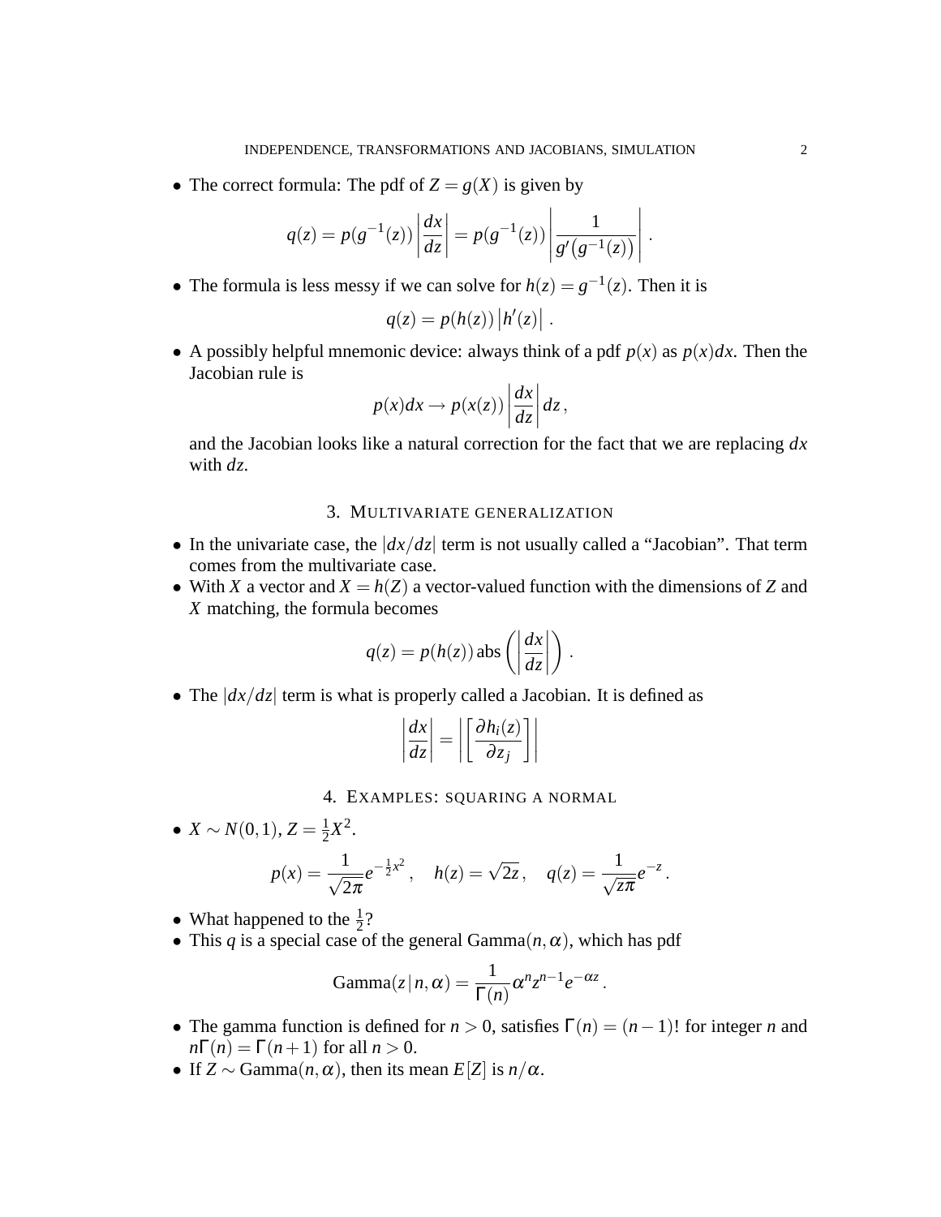- The correct formula: The pdf of $Z = g(X)$ is given by

$$q(z) = p(g^{-1}(z)) \left| \frac{dx}{dz} \right| = p(g^{-1}(z)) \left| \frac{1}{g'\big(g^{-1}(z)\big)} \right| .$$

- The formula is less messy if we can solve for $h(z) = g^{-1}(z)$. Then it is

$$q(z) = p(h(z)) \left| h'(z) \right| .$$

- A possibly helpful mnemonic device: always think of a pdf $p(x)$ as $p(x)dx$. Then the Jacobian rule is

$$p(x)dx \to p(x(z)) \left| \frac{dx}{dz} \right| dz ,$$

  and the Jacobian looks like a natural correction for the fact that we are replacing $dx$ with $dz$.

## 3. Multivariate generalization

- In the univariate case, the $|dx/dz|$ term is not usually called a "Jacobian". That term comes from the multivariate case.
- With $X$ a vector and $X = h(Z)$ a vector-valued function with the dimensions of $Z$ and $X$ matching, the formula becomes

$$q(z) = p(h(z)) \operatorname{abs}\left( \left| \frac{dx}{dz} \right| \right) .$$

- The $|dx/dz|$ term is what is properly called a Jacobian. It is defined as

$$\left| \frac{dx}{dz} \right| = \left| \left[ \frac{\partial h_i(z)}{\partial z_j} \right] \right|$$

## 4. Examples: squaring a normal

- $X \sim N(0,1)$, $Z = \frac{1}{2}X^2$.

$$p(x) = \frac{1}{\sqrt{2\pi}} e^{-\frac{1}{2}x^2} , \quad h(z) = \sqrt{2z} , \quad q(z) = \frac{1}{\sqrt{z\pi}} e^{-z} .$$

- What happened to the $\frac{1}{2}$?
- This $q$ is a special case of the general Gamma$(n, \alpha)$, which has pdf

$$\text{Gamma}(z \mid n, \alpha) = \frac{1}{\Gamma(n)} \alpha^n z^{n-1} e^{-\alpha z} .$$

- The gamma function is defined for $n > 0$, satisfies $\Gamma(n) = (n-1)!$ for integer $n$ and $n\Gamma(n) = \Gamma(n+1)$ for all $n > 0$.
- If $Z \sim \text{Gamma}(n, \alpha)$, then its mean $E[Z]$ is $n/\alpha$.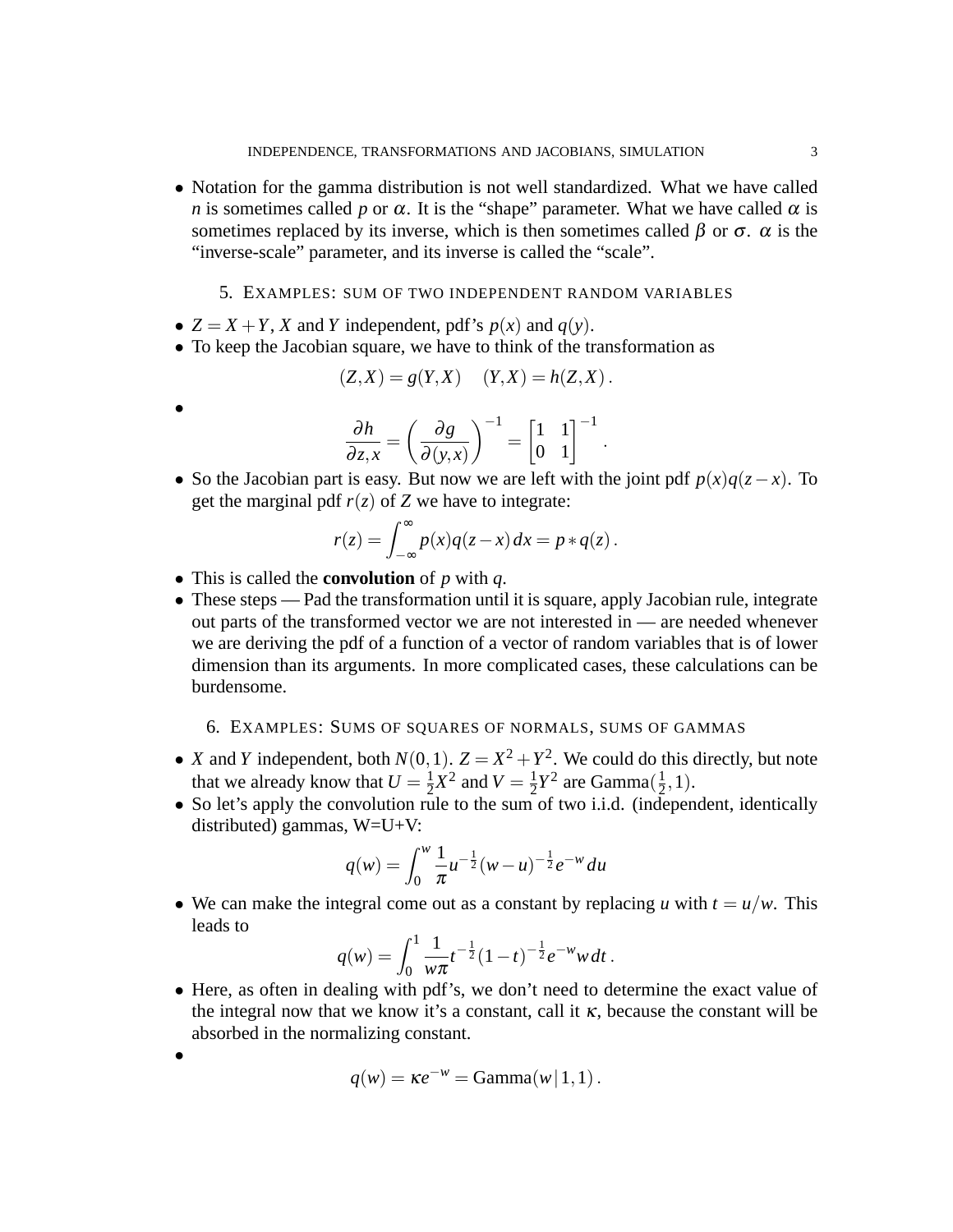- Notation for the gamma distribution is not well standardized. What we have called $n$ is sometimes called $p$ or $\alpha$. It is the "shape" parameter. What we have called $\alpha$ is sometimes replaced by its inverse, which is then sometimes called $\beta$ or $\sigma$. $\alpha$ is the "inverse-scale" parameter, and its inverse is called the "scale".

## 5. Examples: sum of two independent random variables

- $Z = X + Y$, $X$ and $Y$ independent, pdf's $p(x)$ and $q(y)$.
- To keep the Jacobian square, we have to think of the transformation as

$$(Z,X) = g(Y,X) \quad (Y,X) = h(Z,X)\,.$$

- $$\frac{\partial h}{\partial z, x} = \left(\frac{\partial g}{\partial (y,x)}\right)^{-1} = \begin{bmatrix} 1 & 1 \\ 0 & 1 \end{bmatrix}^{-1}\,.$$

- So the Jacobian part is easy. But now we are left with the joint pdf $p(x)q(z-x)$. To get the marginal pdf $r(z)$ of $Z$ we have to integrate:

$$r(z) = \int_{-\infty}^{\infty} p(x)q(z-x)\,dx = p * q(z)\,.$$

- This is called the **convolution** of $p$ with $q$.
- These steps — Pad the transformation until it is square, apply Jacobian rule, integrate out parts of the transformed vector we are not interested in — are needed whenever we are deriving the pdf of a function of a vector of random variables that is of lower dimension than its arguments. In more complicated cases, these calculations can be burdensome.

## 6. Examples: Sums of squares of normals, sums of gammas

- $X$ and $Y$ independent, both $N(0,1)$. $Z = X^2 + Y^2$. We could do this directly, but note that we already know that $U = \frac{1}{2}X^2$ and $V = \frac{1}{2}Y^2$ are Gamma($\frac{1}{2}, 1$).
- So let's apply the convolution rule to the sum of two i.i.d. (independent, identically distributed) gammas, W=U+V:

$$q(w) = \int_0^w \frac{1}{\pi} u^{-\frac{1}{2}}(w-u)^{-\frac{1}{2}} e^{-w}\,du$$

- We can make the integral come out as a constant by replacing $u$ with $t = u/w$. This leads to

$$q(w) = \int_0^1 \frac{1}{w\pi} t^{-\frac{1}{2}}(1-t)^{-\frac{1}{2}} e^{-w} w\,dt\,.$$

- Here, as often in dealing with pdf's, we don't need to determine the exact value of the integral now that we know it's a constant, call it $\kappa$, because the constant will be absorbed in the normalizing constant.
- $$q(w) = \kappa e^{-w} = \text{Gamma}(w \,|\, 1, 1)\,.$$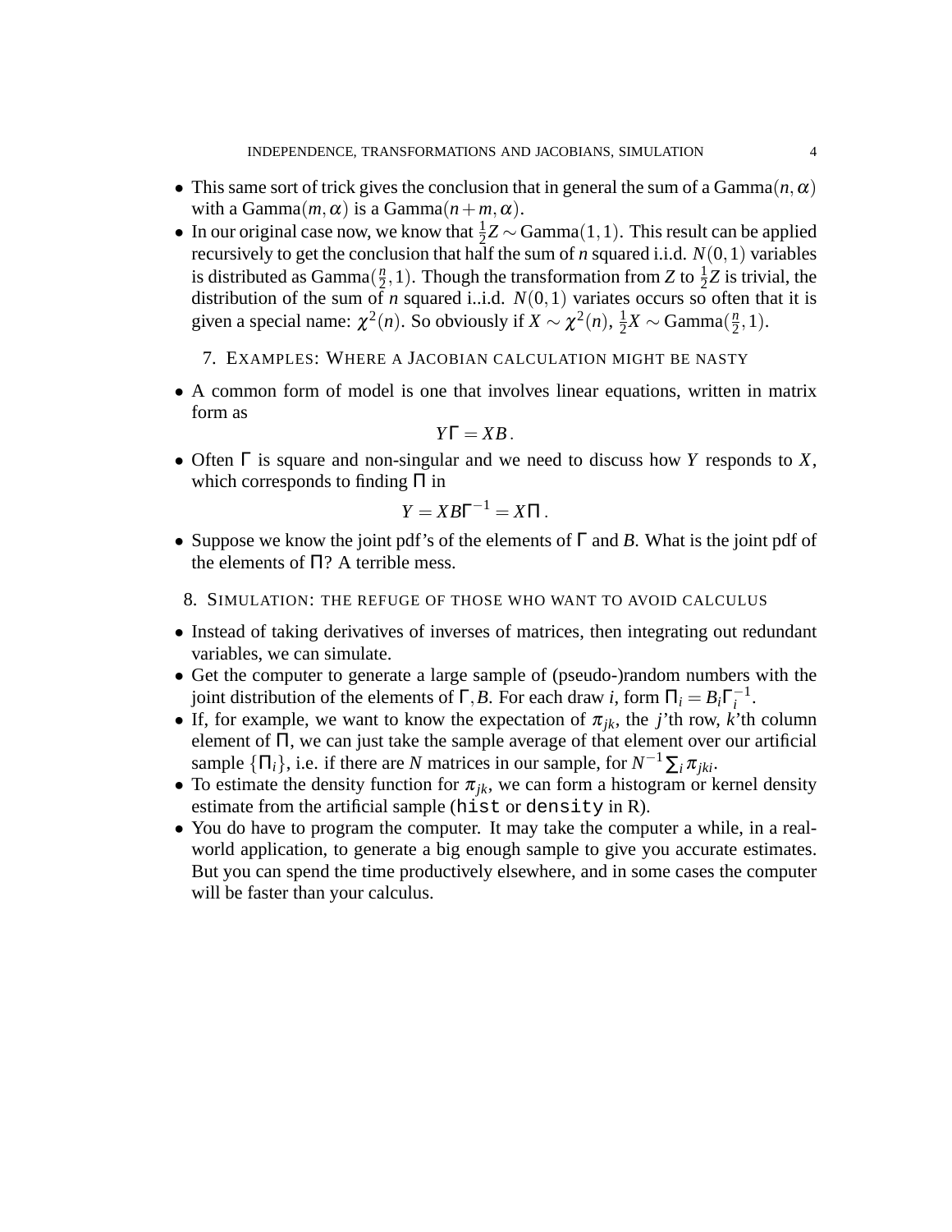- This same sort of trick gives the conclusion that in general the sum of a Gamma$(n,\alpha)$ with a Gamma$(m,\alpha)$ is a Gamma$(n+m,\alpha)$.
- In our original case now, we know that $\frac{1}{2}Z \sim$ Gamma$(1,1)$. This result can be applied recursively to get the conclusion that half the sum of $n$ squared i.i.d. $N(0,1)$ variables is distributed as Gamma$(\frac{n}{2},1)$. Though the transformation from $Z$ to $\frac{1}{2}Z$ is trivial, the distribution of the sum of $n$ squared i..i.d. $N(0,1)$ variates occurs so often that it is given a special name: $\chi^2(n)$. So obviously if $X \sim \chi^2(n)$, $\frac{1}{2}X \sim$ Gamma$(\frac{n}{2},1)$.

## 7. Examples: Where a Jacobian calculation might be nasty

- A common form of model is one that involves linear equations, written in matrix form as

$$Y\Gamma = XB\,.$$

- Often $\Gamma$ is square and non-singular and we need to discuss how $Y$ responds to $X$, which corresponds to finding $\Pi$ in

$$Y = XB\Gamma^{-1} = X\Pi\,.$$

- Suppose we know the joint pdf's of the elements of $\Gamma$ and $B$. What is the joint pdf of the elements of $\Pi$? A terrible mess.

## 8. Simulation: the refuge of those who want to avoid calculus

- Instead of taking derivatives of inverses of matrices, then integrating out redundant variables, we can simulate.
- Get the computer to generate a large sample of (pseudo-)random numbers with the joint distribution of the elements of $\Gamma, B$. For each draw $i$, form $\Pi_i = B_i\Gamma_i^{-1}$.
- If, for example, we want to know the expectation of $\pi_{jk}$, the $j$'th row, $k$'th column element of $\Pi$, we can just take the sample average of that element over our artificial sample $\{\Pi_i\}$, i.e. if there are $N$ matrices in our sample, for $N^{-1}\sum_i \pi_{jki}$.
- To estimate the density function for $\pi_{jk}$, we can form a histogram or kernel density estimate from the artificial sample (`hist` or `density` in R).
- You do have to program the computer. It may take the computer a while, in a real-world application, to generate a big enough sample to give you accurate estimates. But you can spend the time productively elsewhere, and in some cases the computer will be faster than your calculus.